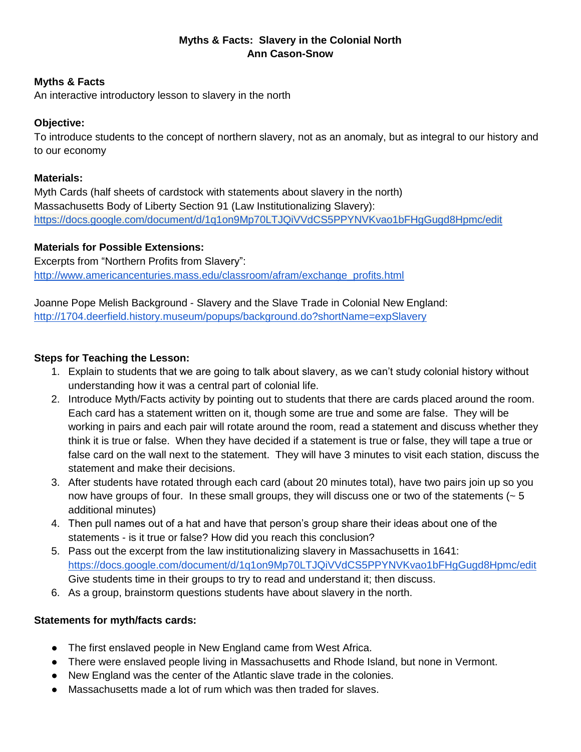# Myths & Facts: Slavery in the Colonial North
## Ann Cason-Snow

**Myths & Facts**

An interactive introductory lesson to slavery in the north

**Objective:**

To introduce students to the concept of northern slavery, not as an anomaly, but as integral to our history and to our economy

**Materials:**

Myth Cards (half sheets of cardstock with statements about slavery in the north)
Massachusetts Body of Liberty Section 91 (Law Institutionalizing Slavery):
https://docs.google.com/document/d/1q1on9Mp70LTJQiVVdCS5PPYNVKvao1bFHgGugd8Hpmc/edit

**Materials for Possible Extensions:**

Excerpts from "Northern Profits from Slavery":
http://www.americancenturies.mass.edu/classroom/afram/exchange_profits.html

Joanne Pope Melish Background - Slavery and the Slave Trade in Colonial New England:
http://1704.deerfield.history.museum/popups/background.do?shortName=expSlavery

**Steps for Teaching the Lesson:**

1. Explain to students that we are going to talk about slavery, as we can't study colonial history without understanding how it was a central part of colonial life.
2. Introduce Myth/Facts activity by pointing out to students that there are cards placed around the room. Each card has a statement written on it, though some are true and some are false. They will be working in pairs and each pair will rotate around the room, read a statement and discuss whether they think it is true or false. When they have decided if a statement is true or false, they will tape a true or false card on the wall next to the statement. They will have 3 minutes to visit each station, discuss the statement and make their decisions.
3. After students have rotated through each card (about 20 minutes total), have two pairs join up so you now have groups of four. In these small groups, they will discuss one or two of the statements (~ 5 additional minutes)
4. Then pull names out of a hat and have that person's group share their ideas about one of the statements - is it true or false? How did you reach this conclusion?
5. Pass out the excerpt from the law institutionalizing slavery in Massachusetts in 1641: https://docs.google.com/document/d/1q1on9Mp70LTJQiVVdCS5PPYNVKvao1bFHgGugd8Hpmc/edit Give students time in their groups to try to read and understand it; then discuss.
6. As a group, brainstorm questions students have about slavery in the north.

**Statements for myth/facts cards:**

- The first enslaved people in New England came from West Africa.
- There were enslaved people living in Massachusetts and Rhode Island, but none in Vermont.
- New England was the center of the Atlantic slave trade in the colonies.
- Massachusetts made a lot of rum which was then traded for slaves.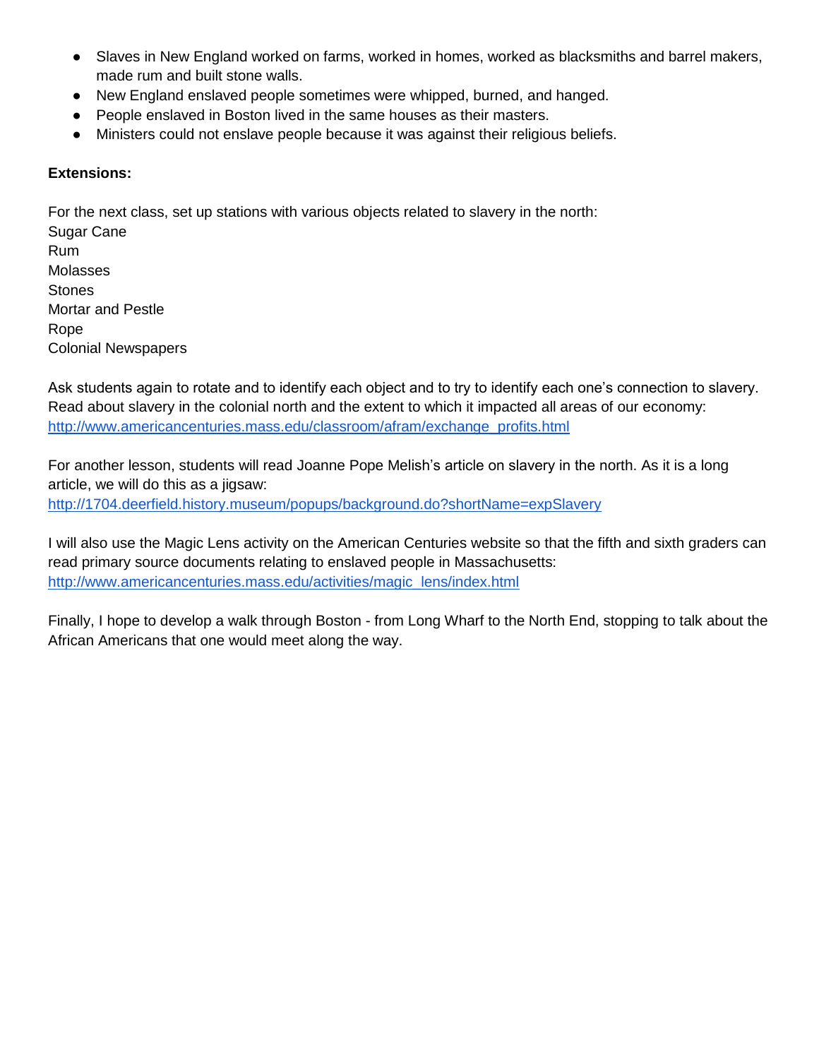- Slaves in New England worked on farms, worked in homes, worked as blacksmiths and barrel makers, made rum and built stone walls.
- New England enslaved people sometimes were whipped, burned, and hanged.
- People enslaved in Boston lived in the same houses as their masters.
- Ministers could not enslave people because it was against their religious beliefs.

**Extensions:**

For the next class, set up stations with various objects related to slavery in the north:
Sugar Cane
Rum
Molasses
Stones
Mortar and Pestle
Rope
Colonial Newspapers

Ask students again to rotate and to identify each object and to try to identify each one's connection to slavery. Read about slavery in the colonial north and the extent to which it impacted all areas of our economy: http://www.americancenturies.mass.edu/classroom/afram/exchange_profits.html

For another lesson, students will read Joanne Pope Melish's article on slavery in the north. As it is a long article, we will do this as a jigsaw:
http://1704.deerfield.history.museum/popups/background.do?shortName=expSlavery

I will also use the Magic Lens activity on the American Centuries website so that the fifth and sixth graders can read primary source documents relating to enslaved people in Massachusetts:
http://www.americancenturies.mass.edu/activities/magic_lens/index.html

Finally, I hope to develop a walk through Boston - from Long Wharf to the North End, stopping to talk about the African Americans that one would meet along the way.